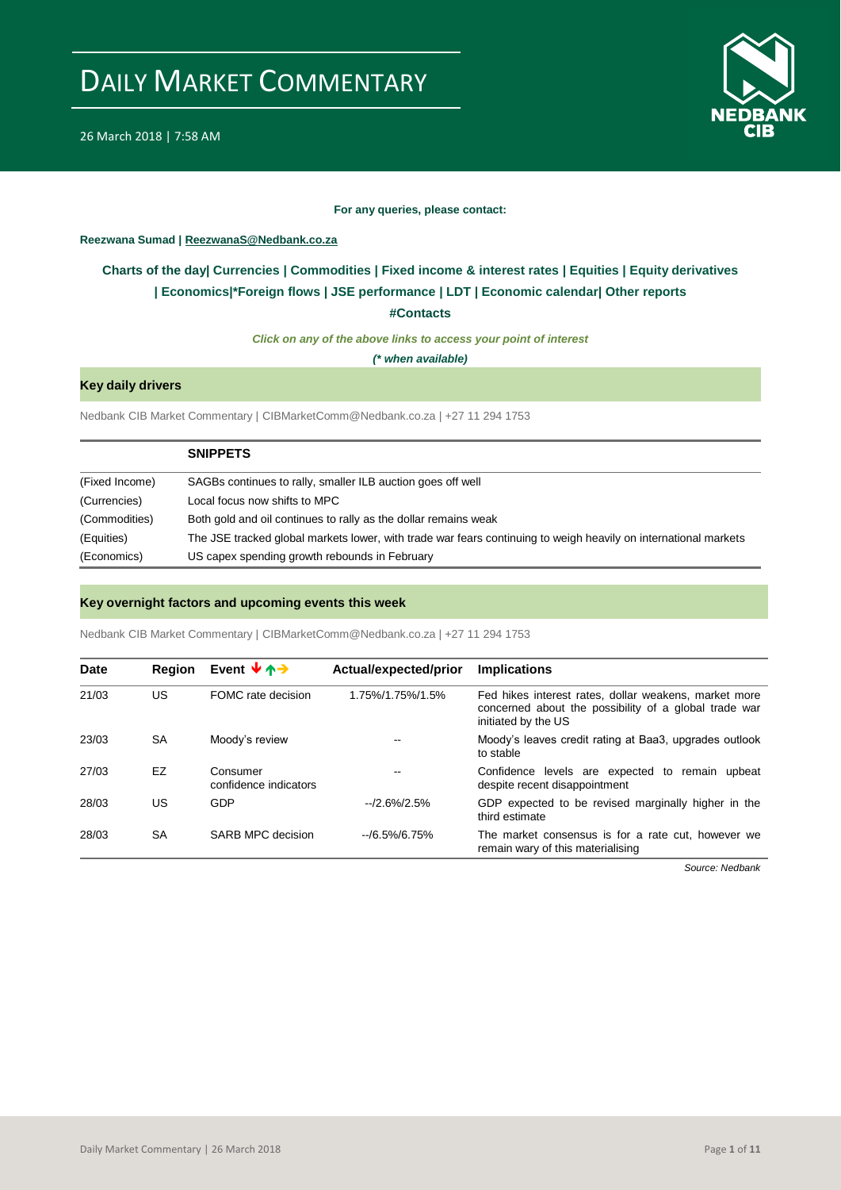# DAILY MARKET COMMENTARY

26 March 2018 | 7:58 AM

**For any queries, please contact:**

**Reezwana Sumad | ReezwanaS@Nedbank.co.za**

**Charts of the day| Currencies | Commodities | Fixed income & interest rates | Equities | Equity derivatives | Economics|*Foreign flows | JSE performance | LDT | Economic calendar| Other reports**

**#Contacts**

***Click on any of the above links to access your point of interest***

***(* when available)***

## Key daily drivers

Nedbank CIB Market Commentary | CIBMarketComm@Nedbank.co.za | +27 11 294 1753

| | **SNIPPETS** |
|---|---|
| (Fixed Income) | SAGBs continues to rally, smaller ILB auction goes off well |
| (Currencies) | Local focus now shifts to MPC |
| (Commodities) | Both gold and oil continues to rally as the dollar remains weak |
| (Equities) | The JSE tracked global markets lower, with trade war fears continuing to weigh heavily on international markets |
| (Economics) | US capex spending growth rebounds in February |

## Key overnight factors and upcoming events this week

Nedbank CIB Market Commentary | CIBMarketComm@Nedbank.co.za | +27 11 294 1753

| Date | Region | Event | Actual/expected/prior | Implications |
|---|---|---|---|---|
| 21/03 | US | FOMC rate decision | 1.75%/1.75%/1.5% | Fed hikes interest rates, dollar weakens, market more concerned about the possibility of a global trade war initiated by the US |
| 23/03 | SA | Moody's review | -- | Moody's leaves credit rating at Baa3, upgrades outlook to stable |
| 27/03 | EZ | Consumer confidence indicators | -- | Confidence levels are expected to remain upbeat despite recent disappointment |
| 28/03 | US | GDP | --/2.6%/2.5% | GDP expected to be revised marginally higher in the third estimate |
| 28/03 | SA | SARB MPC decision | --/6.5%/6.75% | The market consensus is for a rate cut, however we remain wary of this materialising |

*Source: Nedbank*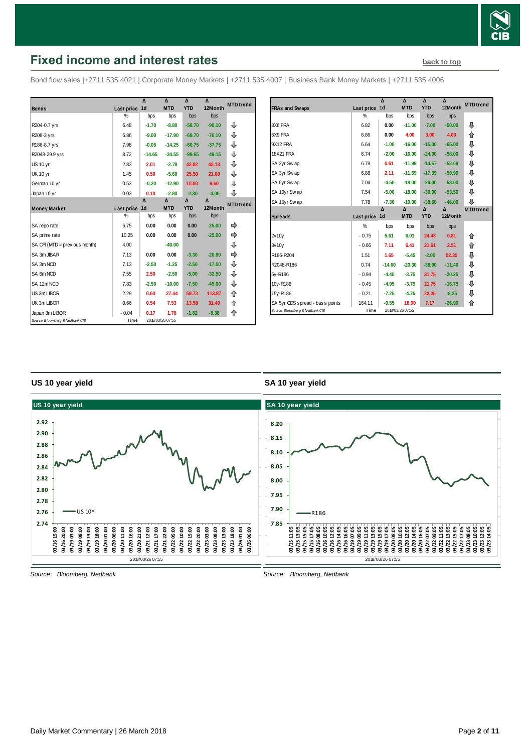# Fixed income and interest rates

back to top

Bond flow sales |+2711 535 4021 | Corporate Money Markets | +2711 535 4007 | Business Bank Money Markets | +2711 535 4006

| Bonds | Last price | Δ 1d | Δ MTD | Δ YTD | Δ 12Month | MTD trend |
|---|---|---|---|---|---|---|
| | % | bps | bps | bps | bps | |
| R204-0.7 yrs | 6.48 | -1.70 | -8.80 | -58.70 | -90.10 | ⇩ |
| R208-3 yrs | 6.86 | -9.00 | -17.90 | -69.70 | -70.10 | ⇩ |
| R186-8.7 yrs | 7.98 | -0.05 | -14.25 | -60.75 | -37.75 | ⇩ |
| R2048-29.9 yrs | 8.72 | -14.65 | -34.55 | -99.65 | -49.15 | ⇩ |
| US 10 yr | 2.83 | 2.01 | -2.78 | 42.82 | 42.13 | ⇩ |
| UK 10 yr | 1.45 | 0.50 | -5.60 | 25.50 | 21.60 | ⇩ |
| German 10 yr | 0.53 | -0.20 | -12.90 | 10.00 | 9.60 | ⇩ |
| Japan 10 yr | 0.03 | 0.10 | -2.80 | -2.30 | -4.00 | ⇩ |

| Money Market | Last price | Δ 1d | Δ MTD | Δ YTD | Δ 12Month | MTD trend |
|---|---|---|---|---|---|---|
| | % | bps | bps | bps | bps | |
| SA repo rate | 6.75 | 0.00 | 0.00 | 0.00 | -25.00 | ⇨ |
| SA prime rate | 10.25 | 0.00 | 0.00 | 0.00 | -25.00 | ⇨ |
| SA CPI (MTD = previous month) | 4.00 | | -40.00 | | | ⇩ |
| SA 3m JIBAR | 7.13 | 0.00 | 0.00 | -3.30 | -20.80 | ⇨ |
| SA 3m NCD | 7.13 | -2.50 | -1.25 | -2.50 | -17.50 | ⇩ |
| SA 6m NCD | 7.55 | 2.50 | -2.50 | -5.00 | -32.50 | ⇩ |
| SA 12m NCD | 7.83 | -2.50 | -10.00 | -7.50 | -45.00 | ⇩ |
| US 3m LIBOR | 2.29 | 0.60 | 27.44 | 59.73 | 113.87 | ⇧ |
| UK 3m LIBOR | 0.66 | 0.54 | 7.53 | 13.58 | 31.40 | ⇧ |
| Japan 3m LIBOR | - 0.04 | 0.17 | 1.78 | -1.82 | -8.38 | ⇧ |

Source: Bloomberg & Nedbank CIB — Time 2018/03/26 07:55

| FRAs and Swaps | Last price | Δ 1d | Δ MTD | Δ YTD | Δ 12Month | MTD trend |
|---|---|---|---|---|---|---|
| | % | bps | bps | bps | bps | |
| 3X6 FRA | 6.82 | 0.00 | -11.00 | -7.00 | -50.00 | ⇩ |
| 6X9 FRA | 6.86 | 0.00 | 4.00 | 3.00 | 4.00 | ⇧ |
| 9X12 FRA | 6.64 | -1.00 | -16.00 | -15.00 | -65.00 | ⇩ |
| 18X21 FRA | 6.74 | -2.00 | -16.00 | -24.00 | -58.00 | ⇩ |
| SA 2yr Swap | 6.79 | 0.61 | -11.99 | -14.57 | -52.69 | ⇩ |
| SA 3yr Swap | 6.88 | 2.11 | -11.59 | -17.39 | -50.99 | ⇩ |
| SA 5yr Swap | 7.04 | -4.50 | -18.00 | -29.00 | -58.00 | ⇩ |
| SA 10yr Swap | 7.54 | -5.00 | -18.00 | -39.00 | -53.50 | ⇩ |
| SA 15yr Swap | 7.78 | -7.30 | -19.00 | -38.50 | -46.00 | ⇩ |

| Spreads | Last price | Δ 1d | Δ MTD | Δ YTD | Δ 12Month | MTD trend |
|---|---|---|---|---|---|---|
| | % | bps | bps | bps | bps | |
| 2v10y | - 0.75 | 5.61 | 6.01 | 24.43 | 0.81 | ⇧ |
| 3v10y | - 0.66 | 7.11 | 6.41 | 21.61 | 2.51 | ⇧ |
| R186-R204 | 1.51 | 1.65 | -5.45 | -2.05 | 52.35 | ⇩ |
| R2048-R186 | 0.74 | -14.60 | -20.30 | -38.90 | -11.40 | ⇩ |
| 5y-R186 | - 0.94 | -4.45 | -3.75 | 31.75 | -20.25 | ⇩ |
| 10y-R186 | - 0.45 | -4.95 | -3.75 | 21.75 | -15.75 | ⇩ |
| 15y-R186 | - 0.21 | -7.25 | -4.75 | 22.25 | -8.25 | ⇩ |
| SA 5yr CDS spread - basis points | 164.11 | -0.55 | 18.90 | 7.17 | -26.90 | ⇧ |

Source: Bloomberg & Nedbank CIB — Time 2018/03/26 07:55

## US 10 year yield

Source: Bloomberg, Nedbank

## SA 10 year yield

Source: Bloomberg, Nedbank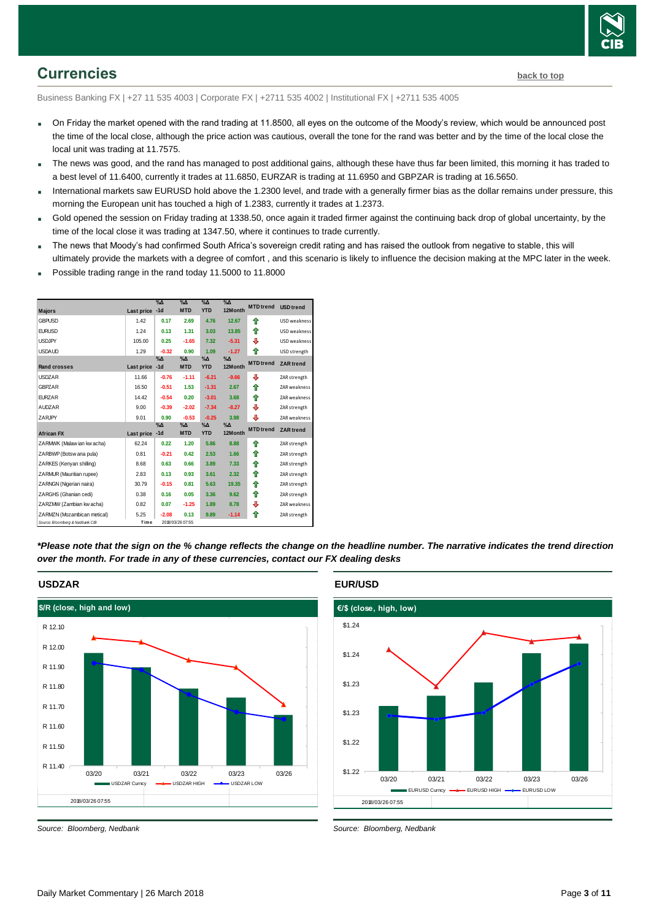## Currencies

back to top

Business Banking FX | +27 11 535 4003 | Corporate FX | +2711 535 4002 | Institutional FX | +2711 535 4005

- On Friday the market opened with the rand trading at 11.8500, all eyes on the outcome of the Moody's review, which would be announced post the time of the local close, although the price action was cautious, overall the tone for the rand was better and by the time of the local close the local unit was trading at 11.7575.
- The news was good, and the rand has managed to post additional gains, although these have thus far been limited, this morning it has traded to a best level of 11.6400, currently it trades at 11.6850, EURZAR is trading at 11.6950 and GBPZAR is trading at 16.5650.
- International markets saw EURUSD hold above the 1.2300 level, and trade with a generally firmer bias as the dollar remains under pressure, this morning the European unit has touched a high of 1.2383, currently it trades at 1.2373.
- Gold opened the session on Friday trading at 1338.50, once again it traded firmer against the continuing back drop of global uncertainty, by the time of the local close it was trading at 1347.50, where it continues to trade currently.
- The news that Moody's had confirmed South Africa's sovereign credit rating and has raised the outlook from negative to stable, this will ultimately provide the markets with a degree of comfort , and this scenario is likely to influence the decision making at the MPC later in the week.
- Possible trading range in the rand today 11.5000 to 11.8000

| Majors | Last price | %Δ -1d | %Δ MTD | %Δ YTD | %Δ 12Month | MTD trend | USD trend |
|---|---|---|---|---|---|---|---|
| GBPUSD | 1.42 | 0.17 | 2.69 | 4.76 | 12.67 | ⇧ | USD weakness |
| EURUSD | 1.24 | 0.13 | 1.31 | 3.03 | 13.85 | ⇧ | USD weakness |
| USDJPY | 105.00 | 0.25 | -1.65 | 7.32 | -5.31 | ⇩ | USD weakness |
| USDAUD | 1.29 | -0.32 | 0.90 | 1.09 | -1.27 | ⇧ | USD strength |
| **Rand crosses** | **Last price** | **%Δ -1d** | **%Δ MTD** | **%Δ YTD** | **%Δ 12Month** | **MTD trend** | **ZAR trend** |
| USDZAR | 11.66 | -0.76 | -1.11 | -6.21 | -9.66 | ⇩ | ZAR strength |
| GBPZAR | 16.50 | -0.51 | 1.53 | -1.31 | 2.67 | ⇧ | ZAR weakness |
| EURZAR | 14.42 | -0.54 | 0.20 | -3.01 | 3.68 | ⇧ | ZAR weakness |
| AUDZAR | 9.00 | -0.39 | -2.02 | -7.34 | -8.27 | ⇩ | ZAR strength |
| ZARJPY | 9.01 | 0.90 | -0.53 | -0.25 | 3.98 | ⇩ | ZAR weakness |
| **African FX** | **Last price** | **%Δ -1d** | **%Δ MTD** | **%Δ YTD** | **%Δ 12Month** | **MTD trend** | **ZAR trend** |
| ZARMWK (Malawian kwacha) | 62.24 | 0.22 | 1.20 | 5.86 | 8.88 | ⇧ | ZAR strength |
| ZARBWP (Botswana pula) | 0.81 | -0.21 | 0.42 | 2.53 | 1.66 | ⇧ | ZAR strength |
| ZARKES (Kenyan shilling) | 8.68 | 0.63 | 0.66 | 3.89 | 7.33 | ⇧ | ZAR strength |
| ZARMUR (Mauritian rupee) | 2.83 | 0.13 | 0.93 | 3.61 | 2.32 | ⇧ | ZAR strength |
| ZARNGN (Nigerian naira) | 30.79 | -0.15 | 0.81 | 5.63 | 19.35 | ⇧ | ZAR strength |
| ZARGHS (Ghanian cedi) | 0.38 | 0.16 | 0.05 | 3.36 | 9.62 | ⇧ | ZAR strength |
| ZARZMW (Zambian kwacha) | 0.82 | 0.07 | -1.25 | 1.89 | 8.78 | ⇩ | ZAR weakness |
| ZARMZN (Mozambican metical) | 5.25 | -2.08 | 0.13 | 9.89 | -1.14 | ⇧ | ZAR strength |

Source: Bloomberg & Nedbank CIB    Time 2018/03/26 07:55

***Please note that the sign on the % change reflects the change on the headline number. The narrative indicates the trend direction over the month. For trade in any of these currencies, contact our FX dealing desks***

### USDZAR

$/R (close, high and low)

Source: Bloomberg, Nedbank

### EUR/USD

€/$ (close, high, low)

Source: Bloomberg, Nedbank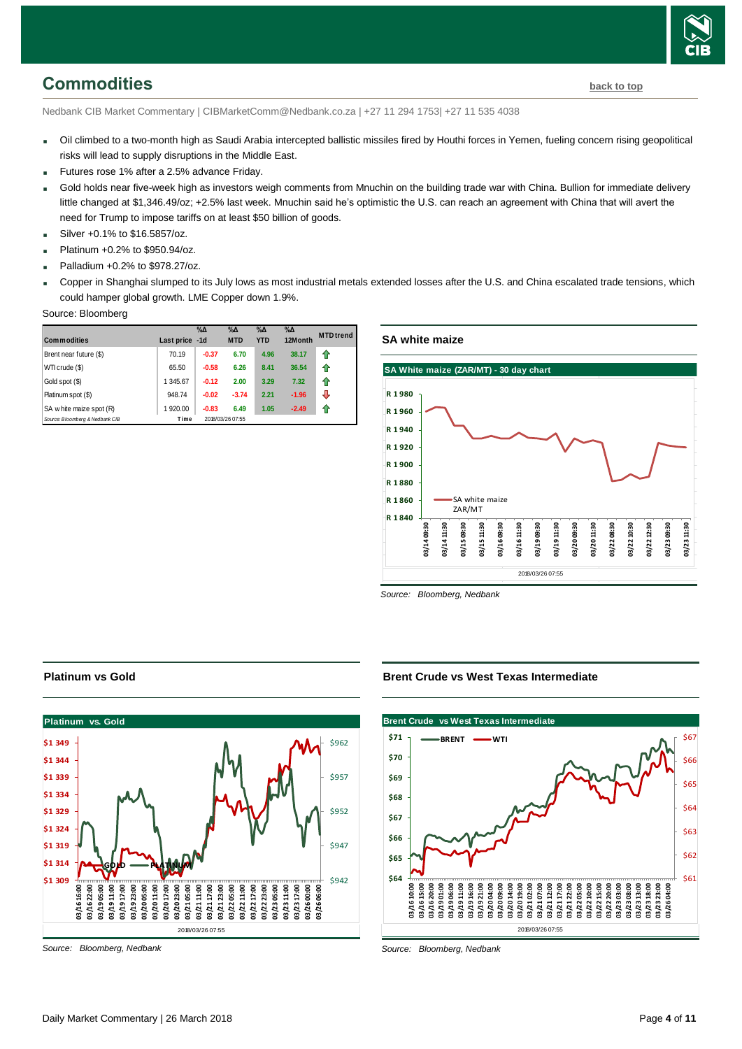## Commodities

back to top

Nedbank CIB Market Commentary | CIBMarketComm@Nedbank.co.za | +27 11 294 1753| +27 11 535 4038

- Oil climbed to a two-month high as Saudi Arabia intercepted ballistic missiles fired by Houthi forces in Yemen, fueling concern rising geopolitical risks will lead to supply disruptions in the Middle East.
- Futures rose 1% after a 2.5% advance Friday.
- Gold holds near five-week high as investors weigh comments from Mnuchin on the building trade war with China. Bullion for immediate delivery little changed at $1,346.49/oz; +2.5% last week. Mnuchin said he's optimistic the U.S. can reach an agreement with China that will avert the need for Trump to impose tariffs on at least $50 billion of goods.
- Silver +0.1% to $16.5857/oz.
- Platinum +0.2% to $950.94/oz.
- Palladium +0.2% to $978.27/oz.
- Copper in Shanghai slumped to its July lows as most industrial metals extended losses after the U.S. and China escalated trade tensions, which could hamper global growth. LME Copper down 1.9%.

Source: Bloomberg

| Commodities | Last price | %Δ -1d | %Δ MTD | %Δ YTD | %Δ 12Month | MTD trend |
|---|---|---|---|---|---|---|
| Brent near future ($) | 70.19 | -0.37 | 6.70 | 4.96 | 38.17 | ⇧ |
| WTI crude ($) | 65.50 | -0.58 | 6.26 | 8.41 | 36.54 | ⇧ |
| Gold spot ($) | 1 345.67 | -0.12 | 2.00 | 3.29 | 7.32 | ⇧ |
| Platinum spot ($) | 948.74 | -0.02 | -3.74 | 2.21 | -1.96 | ⇩ |
| SA white maize spot (R) | 1 920.00 | -0.83 | 6.49 | 1.05 | -2.49 | ⇧ |
| Source: Bloomberg & Nedbank CIB | Time | 2018/03/26 07:55 | | | | |

### SA white maize

Source: Bloomberg, Nedbank

### Platinum vs Gold

Source: Bloomberg, Nedbank

### Brent Crude vs West Texas Intermediate

Source: Bloomberg, Nedbank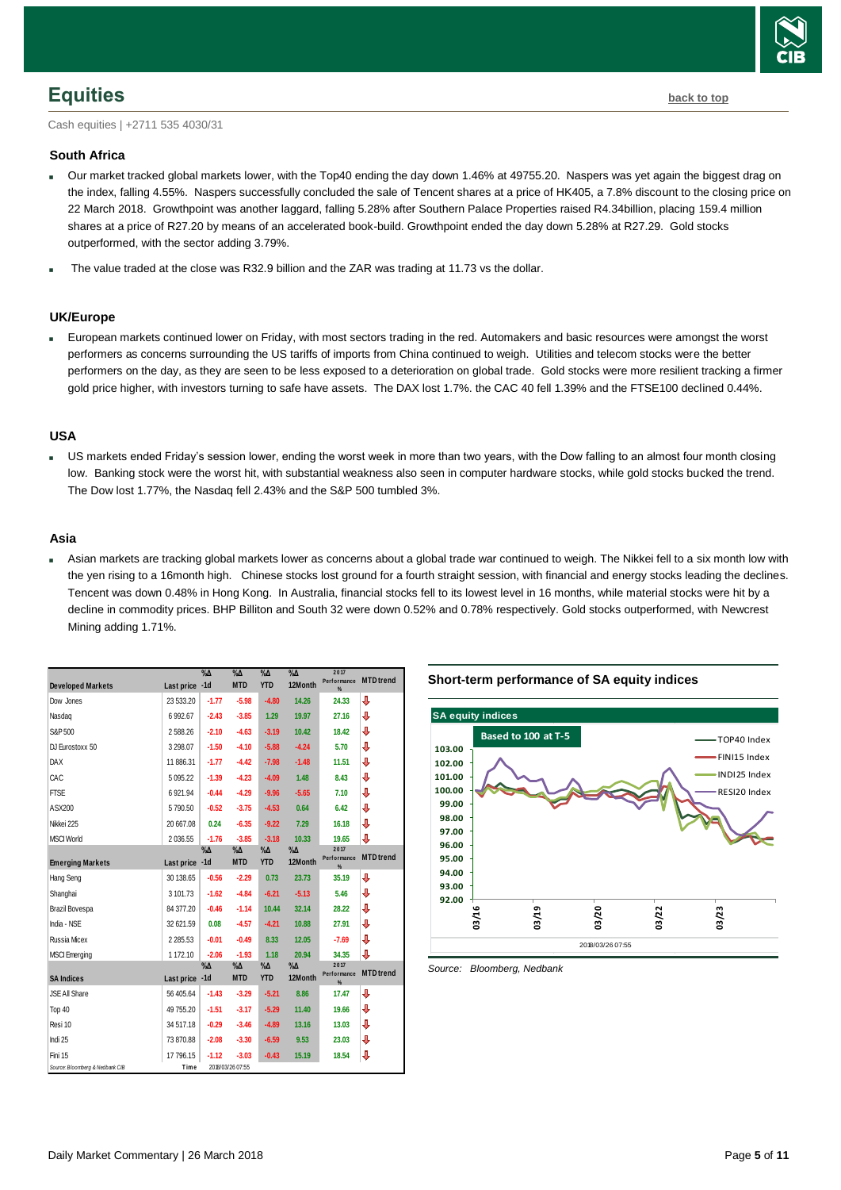## Equities

back to top

Cash equities | +2711 535 4030/31

### South Africa

- Our market tracked global markets lower, with the Top40 ending the day down 1.46% at 49755.20. Naspers was yet again the biggest drag on the index, falling 4.55%. Naspers successfully concluded the sale of Tencent shares at a price of HK405, a 7.8% discount to the closing price on 22 March 2018. Growthpoint was another laggard, falling 5.28% after Southern Palace Properties raised R4.34billion, placing 159.4 million shares at a price of R27.20 by means of an accelerated book-build. Growthpoint ended the day down 5.28% at R27.29. Gold stocks outperformed, with the sector adding 3.79%.
- The value traded at the close was R32.9 billion and the ZAR was trading at 11.73 vs the dollar.

### UK/Europe

- European markets continued lower on Friday, with most sectors trading in the red. Automakers and basic resources were amongst the worst performers as concerns surrounding the US tariffs of imports from China continued to weigh. Utilities and telecom stocks were the better performers on the day, as they are seen to be less exposed to a deterioration on global trade. Gold stocks were more resilient tracking a firmer gold price higher, with investors turning to safe have assets. The DAX lost 1.7%. the CAC 40 fell 1.39% and the FTSE100 declined 0.44%.

### USA

- US markets ended Friday's session lower, ending the worst week in more than two years, with the Dow falling to an almost four month closing low. Banking stock were the worst hit, with substantial weakness also seen in computer hardware stocks, while gold stocks bucked the trend. The Dow lost 1.77%, the Nasdaq fell 2.43% and the S&P 500 tumbled 3%.

### Asia

- Asian markets are tracking global markets lower as concerns about a global trade war continued to weigh. The Nikkei fell to a six month low with the yen rising to a 16month high. Chinese stocks lost ground for a fourth straight session, with financial and energy stocks leading the declines. Tencent was down 0.48% in Hong Kong. In Australia, financial stocks fell to its lowest level in 16 months, while material stocks were hit by a decline in commodity prices. BHP Billiton and South 32 were down 0.52% and 0.78% respectively. Gold stocks outperformed, with Newcrest Mining adding 1.71%.

| Developed Markets | Last price | %Δ -1d | %Δ MTD | %Δ YTD | %Δ 12Month | 2017 Performance % | MTD trend |
|---|---|---|---|---|---|---|---|
| Dow Jones | 23 533.20 | -1.77 | -5.98 | -4.80 | 14.26 | 24.33 | ⇩ |
| Nasdaq | 6 992.67 | -2.43 | -3.85 | 1.29 | 19.97 | 27.16 | ⇩ |
| S&P 500 | 2 588.26 | -2.10 | -4.63 | -3.19 | 10.42 | 18.42 | ⇩ |
| DJ Eurostoxx 50 | 3 298.07 | -1.50 | -4.10 | -5.88 | -4.24 | 5.70 | ⇩ |
| DAX | 11 886.31 | -1.77 | -4.42 | -7.98 | -1.48 | 11.51 | ⇩ |
| CAC | 5 095.22 | -1.39 | -4.23 | -4.09 | 1.48 | 8.43 | ⇩ |
| FTSE | 6 921.94 | -0.44 | -4.29 | -9.96 | -5.65 | 7.10 | ⇩ |
| ASX200 | 5 790.50 | -0.52 | -3.75 | -4.53 | 0.64 | 6.42 | ⇩ |
| Nikkei 225 | 20 667.08 | 0.24 | -6.35 | -9.22 | 7.29 | 16.18 | ⇩ |
| MSCI World | 2 036.55 | -1.76 | -3.85 | -3.18 | 10.33 | 19.65 | ⇩ |
| **Emerging Markets** | **Last price** | **%Δ -1d** | **%Δ MTD** | **%Δ YTD** | **%Δ 12Month** | **2017 Performance %** | **MTD trend** |
| Hang Seng | 30 138.65 | -0.56 | -2.29 | 0.73 | 23.73 | 35.19 | ⇩ |
| Shanghai | 3 101.73 | -1.62 | -4.84 | -6.21 | -5.13 | 5.46 | ⇩ |
| Brazil Bovespa | 84 377.20 | -0.46 | -1.14 | 10.44 | 32.14 | 28.22 | ⇩ |
| India - NSE | 32 621.59 | 0.08 | -4.57 | -4.21 | 10.88 | 27.91 | ⇩ |
| Russia Micex | 2 285.53 | -0.01 | -0.49 | 8.33 | 12.05 | -7.69 | ⇩ |
| MSCI Emerging | 1 172.10 | -2.06 | -1.93 | 1.18 | 20.94 | 34.35 | ⇩ |
| **SA Indices** | **Last price** | **%Δ -1d** | **%Δ MTD** | **%Δ YTD** | **%Δ 12Month** | **2017 Performance %** | **MTD trend** |
| JSE All Share | 56 405.64 | -1.43 | -3.29 | -5.21 | 8.86 | 17.47 | ⇩ |
| Top 40 | 49 755.20 | -1.51 | -3.17 | -5.29 | 11.40 | 19.66 | ⇩ |
| Resi 10 | 34 517.18 | -0.29 | -3.46 | -4.89 | 13.16 | 13.03 | ⇩ |
| Indi 25 | 73 870.88 | -2.08 | -3.30 | -6.59 | 9.53 | 23.03 | ⇩ |
| Fini 15 | 17 796.15 | -1.12 | -3.03 | -0.43 | 15.19 | 18.54 | ⇩ |

Source: Bloomberg & Nedbank CIB — Time: 2018/03/26 07:55

**Short-term performance of SA equity indices**

Source: Bloomberg, Nedbank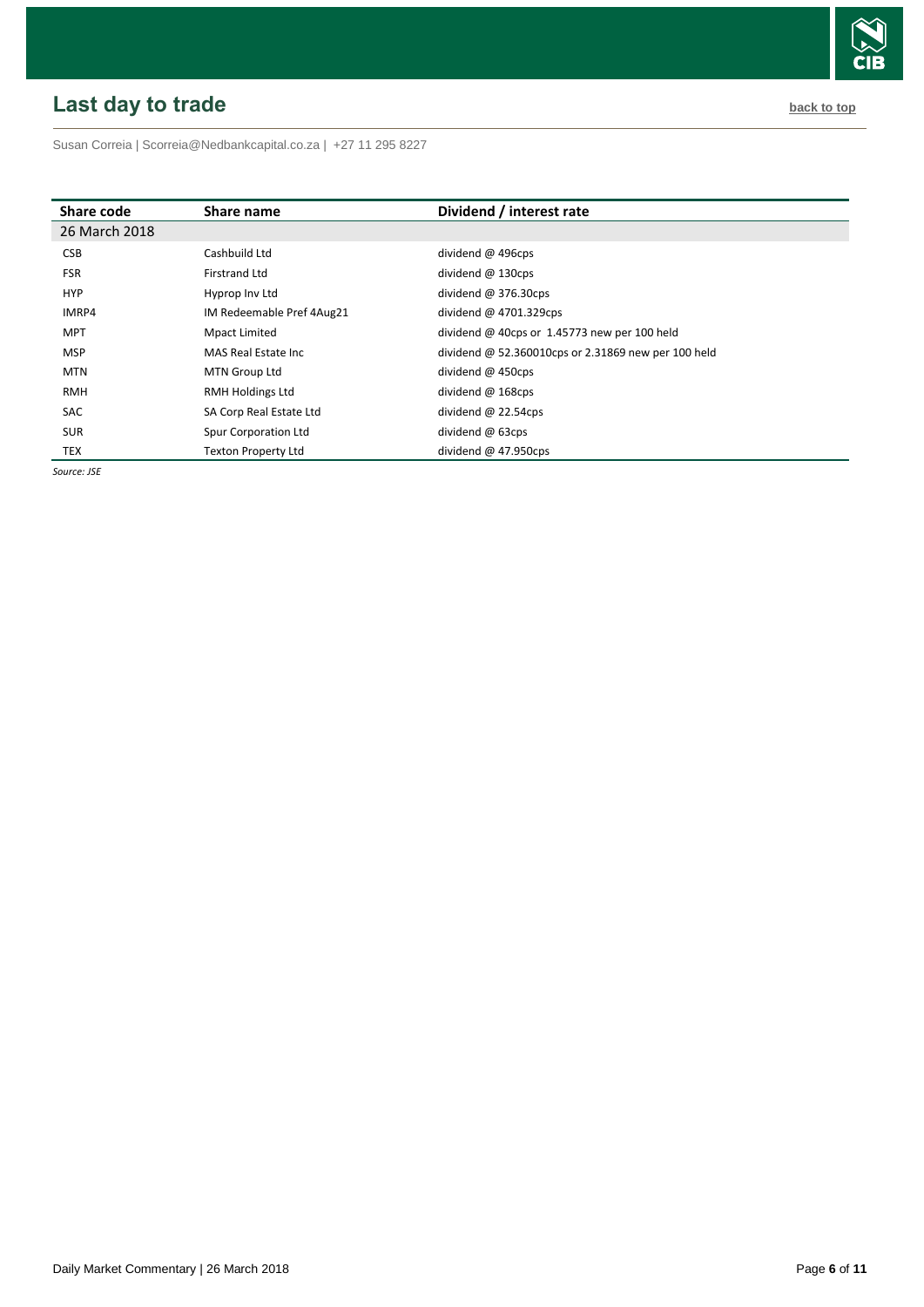## Last day to trade

back to top

Susan Correia | Scorreia@Nedbankcapital.co.za | +27 11 295 8227

| Share code | Share name | Dividend / interest rate |
|---|---|---|
| 26 March 2018 | | |
| CSB | Cashbuild Ltd | dividend @ 496cps |
| FSR | Firstrand Ltd | dividend @ 130cps |
| HYP | Hyprop Inv Ltd | dividend @ 376.30cps |
| IMRP4 | IM Redeemable Pref 4Aug21 | dividend @ 4701.329cps |
| MPT | Mpact Limited | dividend @ 40cps or 1.45773 new per 100 held |
| MSP | MAS Real Estate Inc | dividend @ 52.360010cps or 2.31869 new per 100 held |
| MTN | MTN Group Ltd | dividend @ 450cps |
| RMH | RMH Holdings Ltd | dividend @ 168cps |
| SAC | SA Corp Real Estate Ltd | dividend @ 22.54cps |
| SUR | Spur Corporation Ltd | dividend @ 63cps |
| TEX | Texton Property Ltd | dividend @ 47.950cps |

*Source: JSE*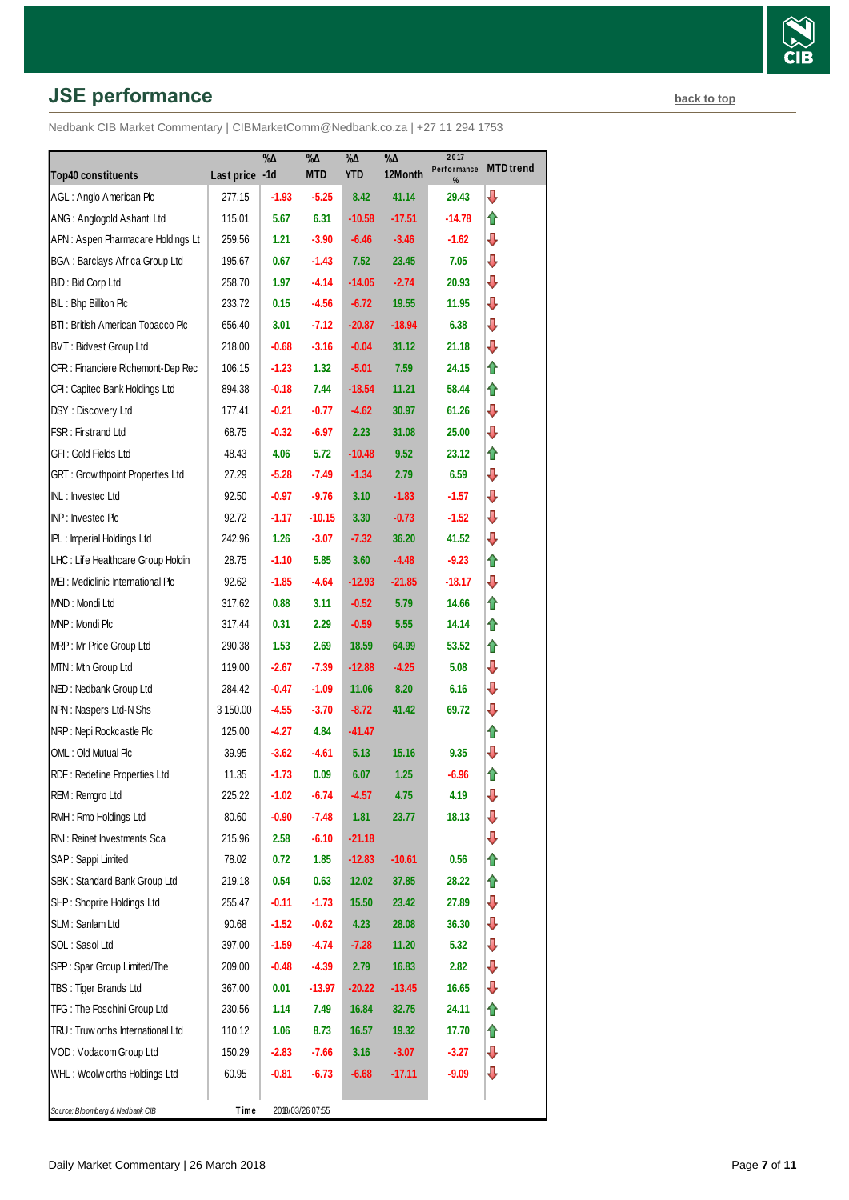## JSE performance

back to top

Nedbank CIB Market Commentary | CIBMarketComm@Nedbank.co.za | +27 11 294 1753

| Top40 constituents | Last price | %Δ -1d | %Δ MTD | %Δ YTD | %Δ 12Month | 2017 Performance % | MTD trend |
|---|---|---|---|---|---|---|---|
| AGL : Anglo American Plc | 277.15 | -1.93 | -5.25 | 8.42 | 41.14 | 29.43 | ⇩ |
| ANG : Anglogold Ashanti Ltd | 115.01 | 5.67 | 6.31 | -10.58 | -17.51 | -14.78 | ⇧ |
| APN : Aspen Pharmacare Holdings Lt | 259.56 | 1.21 | -3.90 | -6.46 | -3.46 | -1.62 | ⇩ |
| BGA : Barclays Africa Group Ltd | 195.67 | 0.67 | -1.43 | 7.52 | 23.45 | 7.05 | ⇩ |
| BID : Bid Corp Ltd | 258.70 | 1.97 | -4.14 | -14.05 | -2.74 | 20.93 | ⇩ |
| BIL : Bhp Billiton Plc | 233.72 | 0.15 | -4.56 | -6.72 | 19.55 | 11.95 | ⇩ |
| BTI : British American Tobacco Plc | 656.40 | 3.01 | -7.12 | -20.87 | -18.94 | 6.38 | ⇩ |
| BVT : Bidvest Group Ltd | 218.00 | -0.68 | -3.16 | -0.04 | 31.12 | 21.18 | ⇩ |
| CFR : Financiere Richemont-Dep Rec | 106.15 | -1.23 | 1.32 | -5.01 | 7.59 | 24.15 | ⇧ |
| CPI : Capitec Bank Holdings Ltd | 894.38 | -0.18 | 7.44 | -18.54 | 11.21 | 58.44 | ⇧ |
| DSY : Discovery Ltd | 177.41 | -0.21 | -0.77 | -4.62 | 30.97 | 61.26 | ⇩ |
| FSR : Firstrand Ltd | 68.75 | -0.32 | -6.97 | 2.23 | 31.08 | 25.00 | ⇩ |
| GFI : Gold Fields Ltd | 48.43 | 4.06 | 5.72 | -10.48 | 9.52 | 23.12 | ⇧ |
| GRT : Growthpoint Properties Ltd | 27.29 | -5.28 | -7.49 | -1.34 | 2.79 | 6.59 | ⇩ |
| INL : Investec Ltd | 92.50 | -0.97 | -9.76 | 3.10 | -1.83 | -1.57 | ⇩ |
| INP : Investec Plc | 92.72 | -1.17 | -10.15 | 3.30 | -0.73 | -1.52 | ⇩ |
| IPL : Imperial Holdings Ltd | 242.96 | 1.26 | -3.07 | -7.32 | 36.20 | 41.52 | ⇩ |
| LHC : Life Healthcare Group Holdin | 28.75 | -1.10 | 5.85 | 3.60 | -4.48 | -9.23 | ⇧ |
| MEI : Mediclinic International Plc | 92.62 | -1.85 | -4.64 | -12.93 | -21.85 | -18.17 | ⇩ |
| MND : Mondi Ltd | 317.62 | 0.88 | 3.11 | -0.52 | 5.79 | 14.66 | ⇧ |
| MNP : Mondi Plc | 317.44 | 0.31 | 2.29 | -0.59 | 5.55 | 14.14 | ⇧ |
| MRP : Mr Price Group Ltd | 290.38 | 1.53 | 2.69 | 18.59 | 64.99 | 53.52 | ⇧ |
| MTN : Mtn Group Ltd | 119.00 | -2.67 | -7.39 | -12.88 | -4.25 | 5.08 | ⇩ |
| NED : Nedbank Group Ltd | 284.42 | -0.47 | -1.09 | 11.06 | 8.20 | 6.16 | ⇩ |
| NPN : Naspers Ltd-N Shs | 3 150.00 | -4.55 | -3.70 | -8.72 | 41.42 | 69.72 | ⇩ |
| NRP : Nepi Rockcastle Plc | 125.00 | -4.27 | 4.84 | -41.47 | | | ⇧ |
| OML : Old Mutual Plc | 39.95 | -3.62 | -4.61 | 5.13 | 15.16 | 9.35 | ⇩ |
| RDF : Redefine Properties Ltd | 11.35 | -1.73 | 0.09 | 6.07 | 1.25 | -6.96 | ⇧ |
| REM : Remgro Ltd | 225.22 | -1.02 | -6.74 | -4.57 | 4.75 | 4.19 | ⇩ |
| RMH : Rmb Holdings Ltd | 80.60 | -0.90 | -7.48 | 1.81 | 23.77 | 18.13 | ⇩ |
| RNI : Reinet Investments Sca | 215.96 | 2.58 | -6.10 | -21.18 | | | ⇩ |
| SAP : Sappi Limited | 78.02 | 0.72 | 1.85 | -12.83 | -10.61 | 0.56 | ⇧ |
| SBK : Standard Bank Group Ltd | 219.18 | 0.54 | 0.63 | 12.02 | 37.85 | 28.22 | ⇧ |
| SHP : Shoprite Holdings Ltd | 255.47 | -0.11 | -1.73 | 15.50 | 23.42 | 27.89 | ⇩ |
| SLM : Sanlam Ltd | 90.68 | -1.52 | -0.62 | 4.23 | 28.08 | 36.30 | ⇩ |
| SOL : Sasol Ltd | 397.00 | -1.59 | -4.74 | -7.28 | 11.20 | 5.32 | ⇩ |
| SPP : Spar Group Limited/The | 209.00 | -0.48 | -4.39 | 2.79 | 16.83 | 2.82 | ⇩ |
| TBS : Tiger Brands Ltd | 367.00 | 0.01 | -13.97 | -20.22 | -13.45 | 16.65 | ⇩ |
| TFG : The Foschini Group Ltd | 230.56 | 1.14 | 7.49 | 16.84 | 32.75 | 24.11 | ⇧ |
| TRU : Truworths International Ltd | 110.12 | 1.06 | 8.73 | 16.57 | 19.32 | 17.70 | ⇧ |
| VOD : Vodacom Group Ltd | 150.29 | -2.83 | -7.66 | 3.16 | -3.07 | -3.27 | ⇩ |
| WHL : Woolworths Holdings Ltd | 60.95 | -0.81 | -6.73 | -6.68 | -17.11 | -9.09 | ⇩ |

*Source: Bloomberg & Nedbank CIB* | Time 2018/03/26 07:55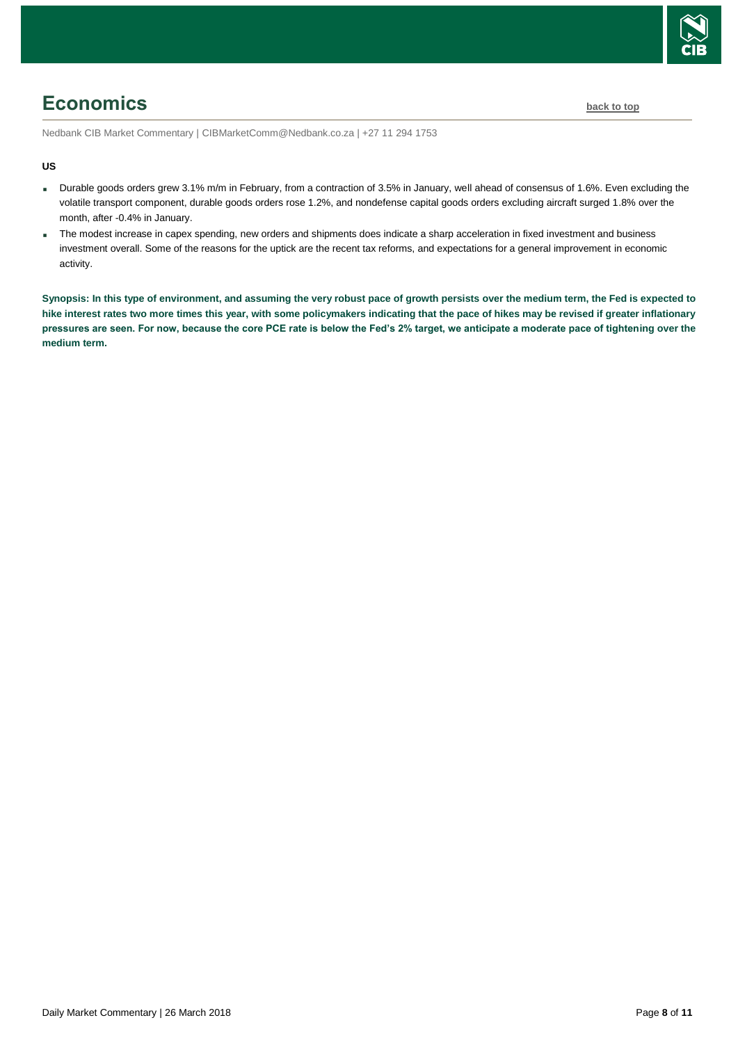# Economics

Nedbank CIB Market Commentary | CIBMarketComm@Nedbank.co.za | +27 11 294 1753

**US**

- Durable goods orders grew 3.1% m/m in February, from a contraction of 3.5% in January, well ahead of consensus of 1.6%. Even excluding the volatile transport component, durable goods orders rose 1.2%, and nondefense capital goods orders excluding aircraft surged 1.8% over the month, after -0.4% in January.
- The modest increase in capex spending, new orders and shipments does indicate a sharp acceleration in fixed investment and business investment overall. Some of the reasons for the uptick are the recent tax reforms, and expectations for a general improvement in economic activity.

**Synopsis: In this type of environment, and assuming the very robust pace of growth persists over the medium term, the Fed is expected to hike interest rates two more times this year, with some policymakers indicating that the pace of hikes may be revised if greater inflationary pressures are seen. For now, because the core PCE rate is below the Fed's 2% target, we anticipate a moderate pace of tightening over the medium term.**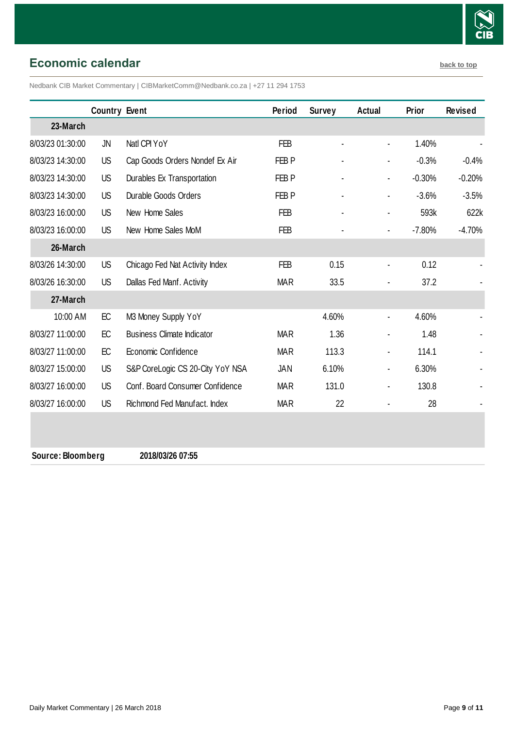## Economic calendar

back to top

Nedbank CIB Market Commentary | CIBMarketComm@Nedbank.co.za | +27 11 294 1753

| | Country | Event | Period | Survey | Actual | Prior | Revised |
|---|---|---|---|---|---|---|---|
| **23-March** | | | | | | | |
| 8/03/23 01:30:00 | JN | Natl CPI YoY | FEB | - | - | 1.40% | - |
| 8/03/23 14:30:00 | US | Cap Goods Orders Nondef Ex Air | FEB P | - | - | -0.3% | -0.4% |
| 8/03/23 14:30:00 | US | Durables Ex Transportation | FEB P | - | - | -0.30% | -0.20% |
| 8/03/23 14:30:00 | US | Durable Goods Orders | FEB P | - | - | -3.6% | -3.5% |
| 8/03/23 16:00:00 | US | New Home Sales | FEB | - | - | 593k | 622k |
| 8/03/23 16:00:00 | US | New Home Sales MoM | FEB | - | - | -7.80% | -4.70% |
| **26-March** | | | | | | | |
| 8/03/26 14:30:00 | US | Chicago Fed Nat Activity Index | FEB | 0.15 | - | 0.12 | - |
| 8/03/26 16:30:00 | US | Dallas Fed Manf. Activity | MAR | 33.5 | - | 37.2 | - |
| **27-March** | | | | | | | |
| 10:00 AM | EC | M3 Money Supply YoY | | 4.60% | - | 4.60% | - |
| 8/03/27 11:00:00 | EC | Business Climate Indicator | MAR | 1.36 | - | 1.48 | - |
| 8/03/27 11:00:00 | EC | Economic Confidence | MAR | 113.3 | - | 114.1 | - |
| 8/03/27 15:00:00 | US | S&P CoreLogic CS 20-City YoY NSA | JAN | 6.10% | - | 6.30% | - |
| 8/03/27 16:00:00 | US | Conf. Board Consumer Confidence | MAR | 131.0 | - | 130.8 | - |
| 8/03/27 16:00:00 | US | Richmond Fed Manufact. Index | MAR | 22 | - | 28 | - |

**Source: Bloomberg** **2018/03/26 07:55**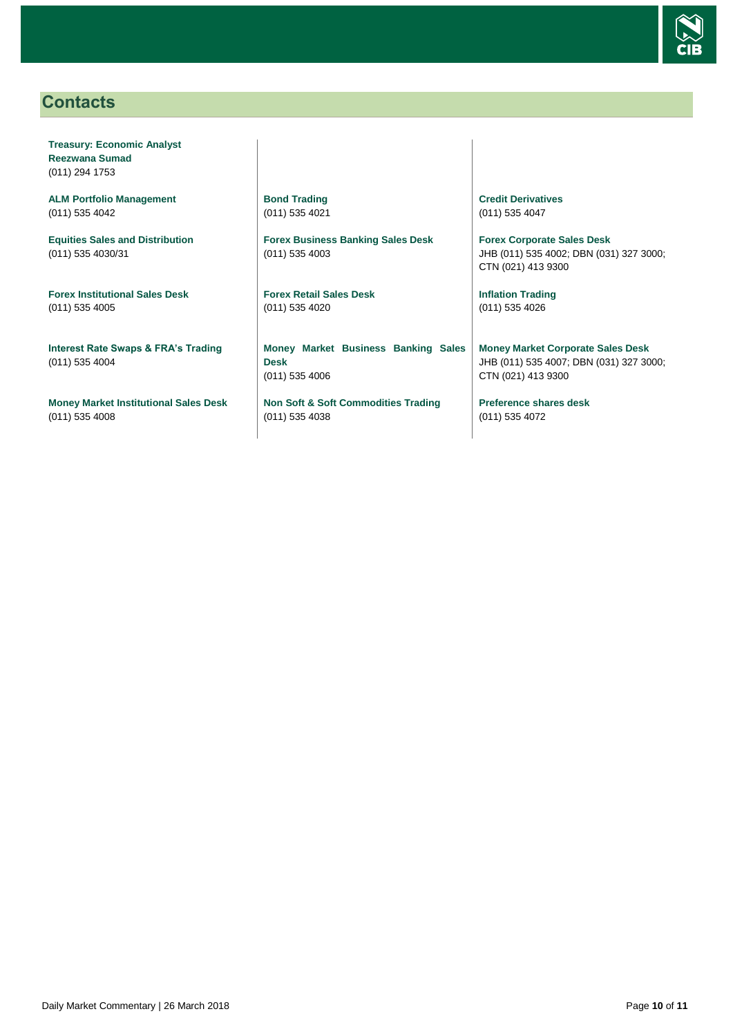## Contacts

**Treasury: Economic Analyst**
**Reezwana Sumad**
(011) 294 1753

**ALM Portfolio Management**
(011) 535 4042

**Equities Sales and Distribution**
(011) 535 4030/31

**Forex Institutional Sales Desk**
(011) 535 4005

**Interest Rate Swaps & FRA's Trading**
(011) 535 4004

**Money Market Institutional Sales Desk**
(011) 535 4008

**Bond Trading**
(011) 535 4021

**Forex Business Banking Sales Desk**
(011) 535 4003

**Forex Retail Sales Desk**
(011) 535 4020

**Money Market Business Banking Sales Desk**
(011) 535 4006

**Non Soft & Soft Commodities Trading**
(011) 535 4038

**Credit Derivatives**
(011) 535 4047

**Forex Corporate Sales Desk**
JHB (011) 535 4002; DBN (031) 327 3000; CTN (021) 413 9300

**Inflation Trading**
(011) 535 4026

**Money Market Corporate Sales Desk**
JHB (011) 535 4007; DBN (031) 327 3000; CTN (021) 413 9300

**Preference shares desk**
(011) 535 4072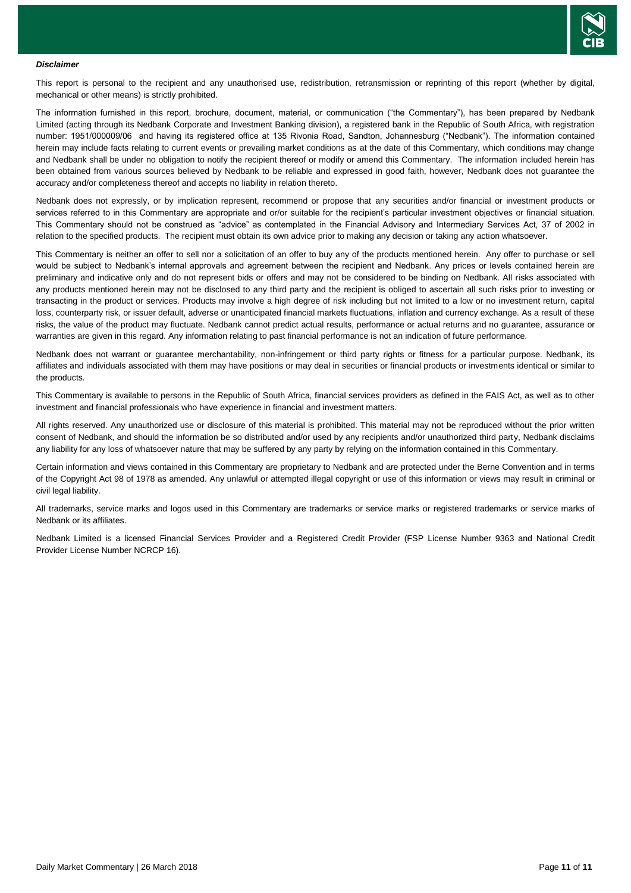***Disclaimer***

This report is personal to the recipient and any unauthorised use, redistribution, retransmission or reprinting of this report (whether by digital, mechanical or other means) is strictly prohibited.

The information furnished in this report, brochure, document, material, or communication ("the Commentary"), has been prepared by Nedbank Limited (acting through its Nedbank Corporate and Investment Banking division), a registered bank in the Republic of South Africa, with registration number: 1951/000009/06 and having its registered office at 135 Rivonia Road, Sandton, Johannesburg ("Nedbank"). The information contained herein may include facts relating to current events or prevailing market conditions as at the date of this Commentary, which conditions may change and Nedbank shall be under no obligation to notify the recipient thereof or modify or amend this Commentary. The information included herein has been obtained from various sources believed by Nedbank to be reliable and expressed in good faith, however, Nedbank does not guarantee the accuracy and/or completeness thereof and accepts no liability in relation thereto.

Nedbank does not expressly, or by implication represent, recommend or propose that any securities and/or financial or investment products or services referred to in this Commentary are appropriate and or/or suitable for the recipient's particular investment objectives or financial situation. This Commentary should not be construed as "advice" as contemplated in the Financial Advisory and Intermediary Services Act, 37 of 2002 in relation to the specified products. The recipient must obtain its own advice prior to making any decision or taking any action whatsoever.

This Commentary is neither an offer to sell nor a solicitation of an offer to buy any of the products mentioned herein. Any offer to purchase or sell would be subject to Nedbank's internal approvals and agreement between the recipient and Nedbank. Any prices or levels contained herein are preliminary and indicative only and do not represent bids or offers and may not be considered to be binding on Nedbank. All risks associated with any products mentioned herein may not be disclosed to any third party and the recipient is obliged to ascertain all such risks prior to investing or transacting in the product or services. Products may involve a high degree of risk including but not limited to a low or no investment return, capital loss, counterparty risk, or issuer default, adverse or unanticipated financial markets fluctuations, inflation and currency exchange. As a result of these risks, the value of the product may fluctuate. Nedbank cannot predict actual results, performance or actual returns and no guarantee, assurance or warranties are given in this regard. Any information relating to past financial performance is not an indication of future performance.

Nedbank does not warrant or guarantee merchantability, non-infringement or third party rights or fitness for a particular purpose. Nedbank, its affiliates and individuals associated with them may have positions or may deal in securities or financial products or investments identical or similar to the products.

This Commentary is available to persons in the Republic of South Africa, financial services providers as defined in the FAIS Act, as well as to other investment and financial professionals who have experience in financial and investment matters.

All rights reserved. Any unauthorized use or disclosure of this material is prohibited. This material may not be reproduced without the prior written consent of Nedbank, and should the information be so distributed and/or used by any recipients and/or unauthorized third party, Nedbank disclaims any liability for any loss of whatsoever nature that may be suffered by any party by relying on the information contained in this Commentary.

Certain information and views contained in this Commentary are proprietary to Nedbank and are protected under the Berne Convention and in terms of the Copyright Act 98 of 1978 as amended. Any unlawful or attempted illegal copyright or use of this information or views may result in criminal or civil legal liability.

All trademarks, service marks and logos used in this Commentary are trademarks or service marks or registered trademarks or service marks of Nedbank or its affiliates.

Nedbank Limited is a licensed Financial Services Provider and a Registered Credit Provider (FSP License Number 9363 and National Credit Provider License Number NCRCP 16).